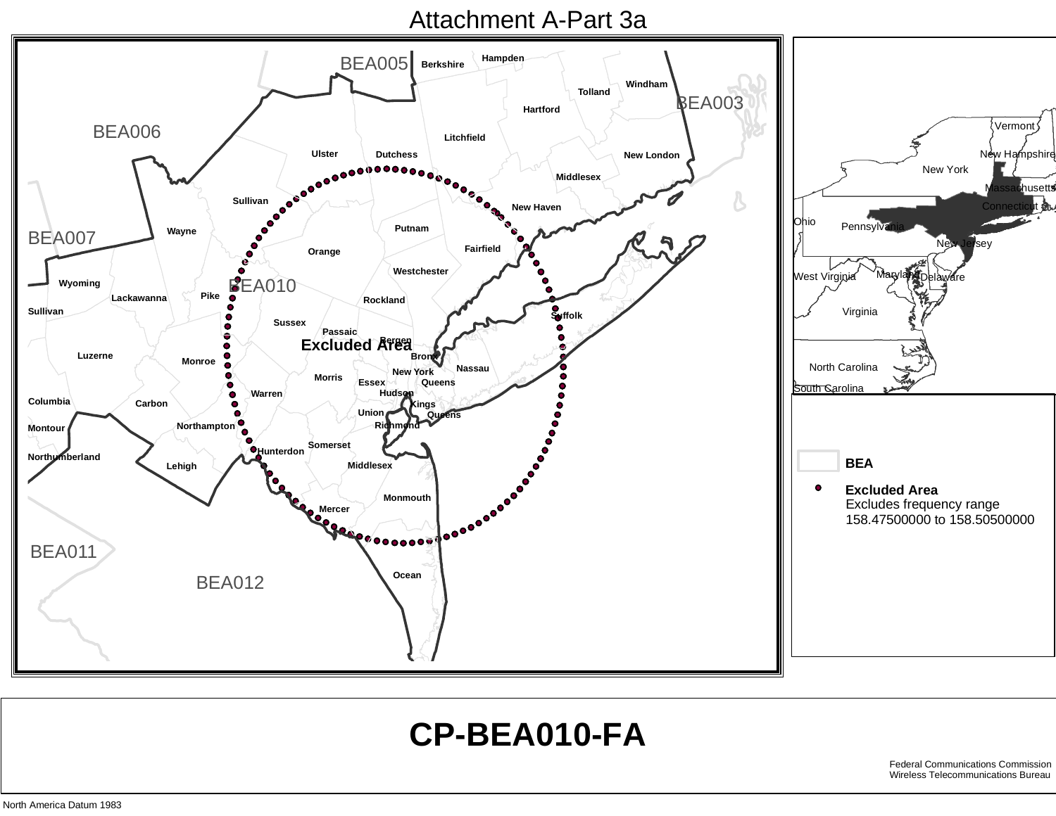# Attachment A-Part 3a

BEA005 Berkshire Hampden

Windham Tolland BEA003

Hartford

BEA006

Litchfield

Ulster Dutchess New London

Middlesex

Sullivan New Haven

Putnam

Wayne

BEA007

Fairfield

Orange

Westchester

Wyoming BEA010

Pike

Lackawanna Rockland

Sullivan Suffolk

Sussex

Passaic

Bergen

Excluded Area

Luzerne Bronx

Monroe

Nassau

New York

Morris

Essex Queens

Hudson

Warren

Columbia Kings

Carbon

Union Queens

Richmond

Northampton

Montour

Somerset

Hunterdon

Northumberland

Lehigh Middlesex

Monmouth

Mercer

BEA011

Ocean

BEA012

Vermont

New Hampshire

New York

Massachusetts

Connecticut

Ohio

Pennsylvania

New Jersey

Maryland

West Virginia Delaware

Virginia

North Carolina

South Carolina

**BEA**

**Excluded Area**
Excludes frequency range 158.47500000 to 158.50500000

# CP-BEA010-FA

Federal Communications Commission
Wireless Telecommunications Bureau

North America Datum 1983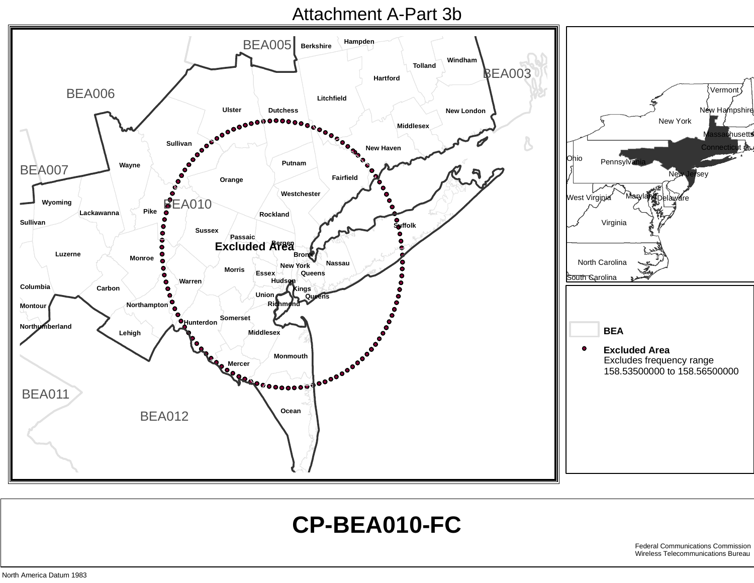# Attachment A-Part 3b

BEA005
Berkshire
Hampden
Windham
Tolland
BEA003
Hartford
BEA006
Litchfield
Ulster
Dutchess
New London
Middlesex
Sullivan
New Haven
Putnam
Wayne
BEA007
Fairfield
Orange
Westchester
Wyoming
BEA010
Pike
Lackawanna
Rockland
Sullivan
Suffolk
Sussex
Passaic
Bergen
Excluded Area
Luzerne
Bronx
Monroe
Nassau
New York
Morris
Essex
Queens
Hudson
Warren
Columbia
Kings
Carbon
Union
Queens
Richmond
Montour
Northampton
Somerset
Hunterdon
Northumberland
Middlesex
Lehigh
Monmouth
Mercer
BEA011
Ocean
BEA012

Vermont
New Hampshire
New York
Massachusetts
Connecticut
Ohio
Pennsylvania
New Jersey
Maryland
West Virginia
Delaware
Virginia
North Carolina
South Carolina

BEA

Excluded Area
Excludes frequency range
158.53500000 to 158.56500000

# CP-BEA010-FC

Federal Communications Commission
Wireless Telecommunications Bureau

North America Datum 1983